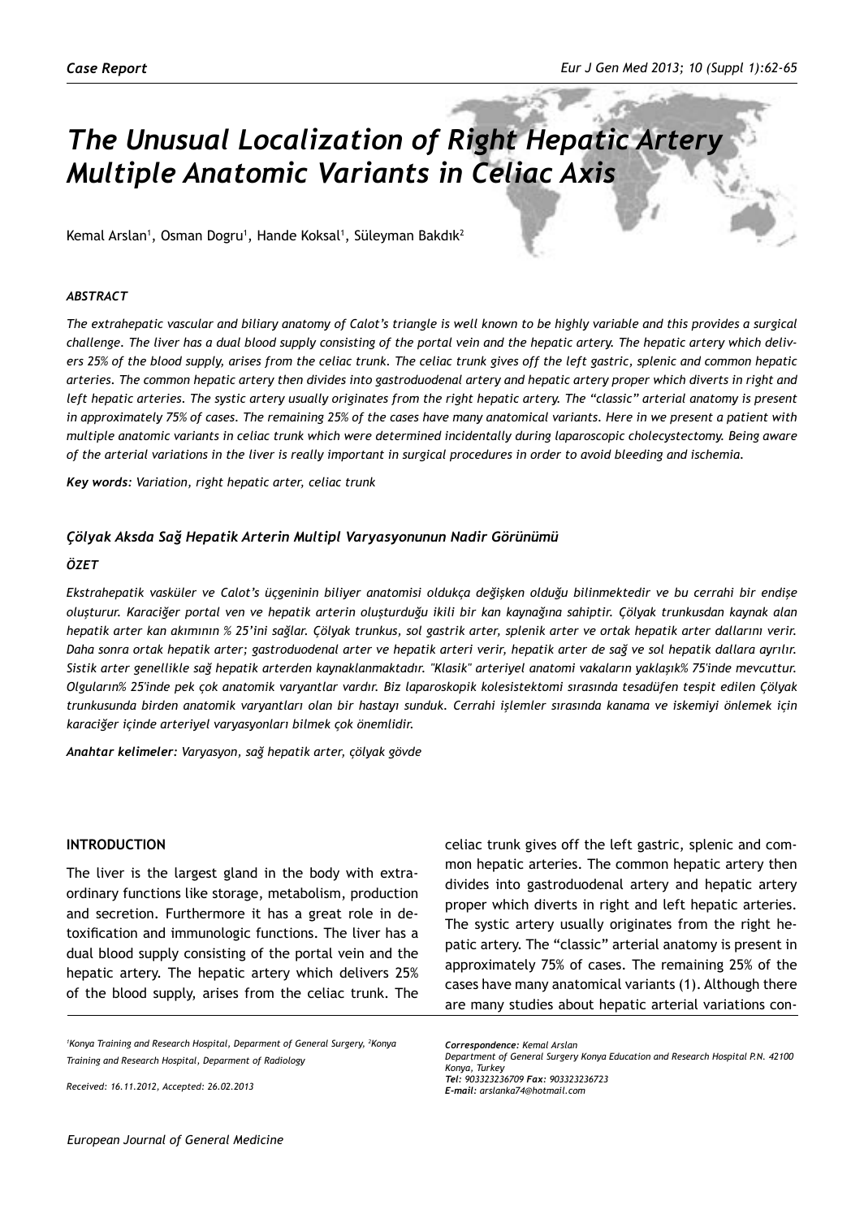*Case Report*

# *The Unusual Localization of Right Hepatic Artery Multiple Anatomic Variants in Celiac Axis*

Kemal Arslan[1], Osman Dogru[1], Hande Koksal[1], Süleyman Bakdık[2]

### *ABSTRACT*

*The extrahepatic vascular and biliary anatomy of Calot's triangle is well known to be highly variable and this provides a surgical challenge. The liver has a dual blood supply consisting of the portal vein and the hepatic artery. The hepatic artery which delivers 25% of the blood supply, arises from the celiac trunk. The celiac trunk gives off the left gastric, splenic and common hepatic arteries. The common hepatic artery then divides into gastroduodenal artery and hepatic artery proper which diverts in right and left hepatic arteries. The systic artery usually originates from the right hepatic artery. The "classic" arterial anatomy is present in approximately 75% of cases. The remaining 25% of the cases have many anatomical variants. Here in we present a patient with multiple anatomic variants in celiac trunk which were determined incidentally during laparoscopic cholecystectomy. Being aware of the arterial variations in the liver is really important in surgical procedures in order to avoid bleeding and ischemia.*

***Key words:*** *Variation, right hepatic arter, celiac trunk*

### *Çölyak Aksda Sağ Hepatik Arterin Multipl Varyasyonunun Nadir Görünümü*

### *ÖZET*

*Ekstrahepatik vasküler ve Calot's üçgeninin biliyer anatomisi oldukça değişken olduğu bilinmektedir ve bu cerrahi bir endişe oluşturur. Karaciğer portal ven ve hepatik arterin oluşturduğu ikili bir kan kaynağına sahiptir. Çölyak trunkusdan kaynak alan hepatik arter kan akımının % 25'ini sağlar. Çölyak trunkus, sol gastrik arter, splenik arter ve ortak hepatik arter dallarını verir. Daha sonra ortak hepatik arter; gastroduodenal arter ve hepatik arteri verir, hepatik arter de sağ ve sol hepatik dallara ayrılır. Sistik arter genellikle sağ hepatik arterden kaynaklanmaktadır. "Klasik" arteriyel anatomi vakaların yaklaşık% 75'inde mevcuttur. Olguların% 25'inde pek çok anatomik varyantlar vardır. Biz laparoskopik kolesistektomi sırasında tesadüfen tespit edilen Çölyak trunkusunda birden anatomik varyantları olan bir hastayı sunduk. Cerrahi işlemler sırasında kanama ve iskemiyi önlemek için karaciğer içinde arteriyel varyasyonları bilmek çok önemlidir.*

***Anahtar kelimeler:*** *Varyasyon, sağ hepatik arter, çölyak gövde*

## INTRODUCTION

The liver is the largest gland in the body with extraordinary functions like storage, metabolism, production and secretion. Furthermore it has a great role in detoxification and immunologic functions. The liver has a dual blood supply consisting of the portal vein and the hepatic artery. The hepatic artery which delivers 25% of the blood supply, arises from the celiac trunk. The celiac trunk gives off the left gastric, splenic and common hepatic arteries. The common hepatic artery then divides into gastroduodenal artery and hepatic artery proper which diverts in right and left hepatic arteries. The systic artery usually originates from the right hepatic artery. The "classic" arterial anatomy is present in approximately 75% of cases. The remaining 25% of the cases have many anatomical variants (1). Although there are many studies about hepatic arterial variations con-

[1]*Konya Training and Research Hospital, Deparment of General Surgery,* [2]*Konya Training and Research Hospital, Deparment of Radiology*

*Received: 16.11.2012, Accepted: 26.02.2013*

***Correspondence:*** *Kemal Arslan*
*Department of General Surgery Konya Education and Research Hospital P.N. 42100 Konya, Turkey*
***Tel:*** *903323236709* ***Fax:*** *903323236723*
***E-mail:*** *arslanka74@hotmail.com*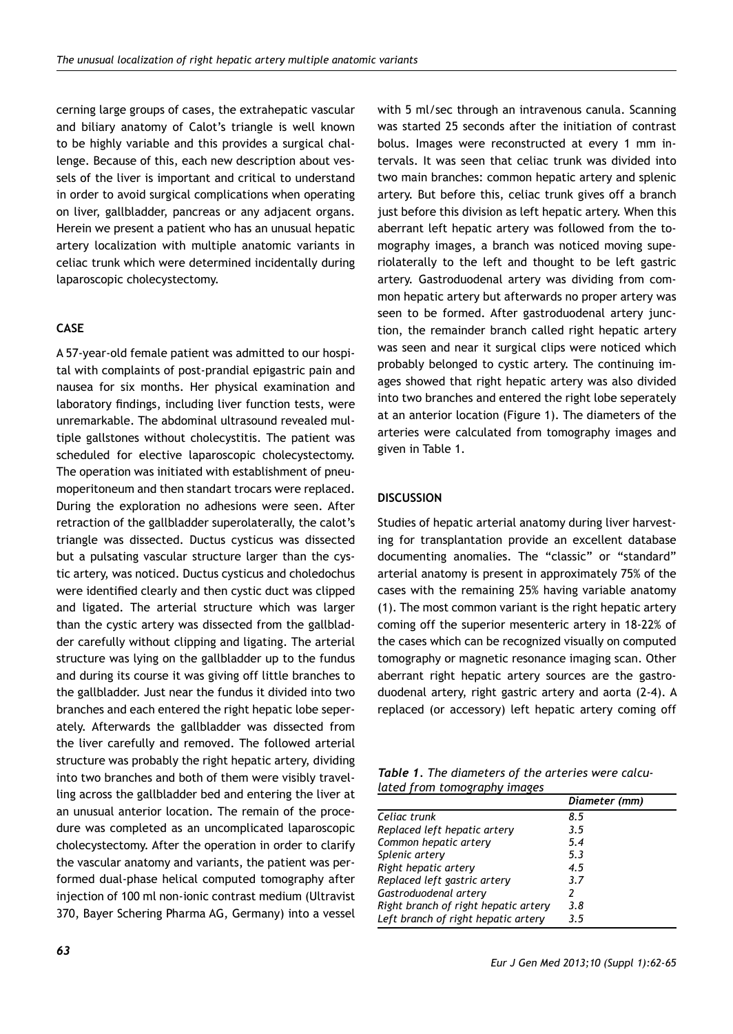cerning large groups of cases, the extrahepatic vascular and biliary anatomy of Calot's triangle is well known to be highly variable and this provides a surgical challenge. Because of this, each new description about vessels of the liver is important and critical to understand in order to avoid surgical complications when operating on liver, gallbladder, pancreas or any adjacent organs. Herein we present a patient who has an unusual hepatic artery localization with multiple anatomic variants in celiac trunk which were determined incidentally during laparoscopic cholecystectomy.

## CASE

A 57-year-old female patient was admitted to our hospital with complaints of post-prandial epigastric pain and nausea for six months. Her physical examination and laboratory findings, including liver function tests, were unremarkable. The abdominal ultrasound revealed multiple gallstones without cholecystitis. The patient was scheduled for elective laparoscopic cholecystectomy. The operation was initiated with establishment of pneumoperitoneum and then standart trocars were replaced. During the exploration no adhesions were seen. After retraction of the gallbladder superolaterally, the calot's triangle was dissected. Ductus cysticus was dissected but a pulsating vascular structure larger than the cystic artery, was noticed. Ductus cysticus and choledochus were identified clearly and then cystic duct was clipped and ligated. The arterial structure which was larger than the cystic artery was dissected from the gallbladder carefully without clipping and ligating. The arterial structure was lying on the gallbladder up to the fundus and during its course it was giving off little branches to the gallbladder. Just near the fundus it divided into two branches and each entered the right hepatic lobe seperately. Afterwards the gallbladder was dissected from the liver carefully and removed. The followed arterial structure was probably the right hepatic artery, dividing into two branches and both of them were visibly travelling across the gallbladder bed and entering the liver at an unusual anterior location. The remain of the procedure was completed as an uncomplicated laparoscopic cholecystectomy. After the operation in order to clarify the vascular anatomy and variants, the patient was performed dual-phase helical computed tomography after injection of 100 ml non-ionic contrast medium (Ultravist 370, Bayer Schering Pharma AG, Germany) into a vessel with 5 ml/sec through an intravenous canula. Scanning was started 25 seconds after the initiation of contrast bolus. Images were reconstructed at every 1 mm intervals. It was seen that celiac trunk was divided into two main branches: common hepatic artery and splenic artery. But before this, celiac trunk gives off a branch just before this division as left hepatic artery. When this aberrant left hepatic artery was followed from the tomography images, a branch was noticed moving superiolaterally to the left and thought to be left gastric artery. Gastroduodenal artery was dividing from common hepatic artery but afterwards no proper artery was seen to be formed. After gastroduodenal artery junction, the remainder branch called right hepatic artery was seen and near it surgical clips were noticed which probably belonged to cystic artery. The continuing images showed that right hepatic artery was also divided into two branches and entered the right lobe seperately at an anterior location (Figure 1). The diameters of the arteries were calculated from tomography images and given in Table 1.

## DISCUSSION

Studies of hepatic arterial anatomy during liver harvesting for transplantation provide an excellent database documenting anomalies. The "classic" or "standard" arterial anatomy is present in approximately 75% of the cases with the remaining 25% having variable anatomy (1). The most common variant is the right hepatic artery coming off the superior mesenteric artery in 18-22% of the cases which can be recognized visually on computed tomography or magnetic resonance imaging scan. Other aberrant right hepatic artery sources are the gastroduodenal artery, right gastric artery and aorta (2-4). A replaced (or accessory) left hepatic artery coming off

***Table 1.*** *The diameters of the arteries were calculated from tomography images*

| | Diameter (mm) |
|---|---|
| Celiac trunk | 8.5 |
| Replaced left hepatic artery | 3.5 |
| Common hepatic artery | 5.4 |
| Splenic artery | 5.3 |
| Right hepatic artery | 4.5 |
| Replaced left gastric artery | 3.7 |
| Gastroduodenal artery | 2 |
| Right branch of right hepatic artery | 3.8 |
| Left branch of right hepatic artery | 3.5 |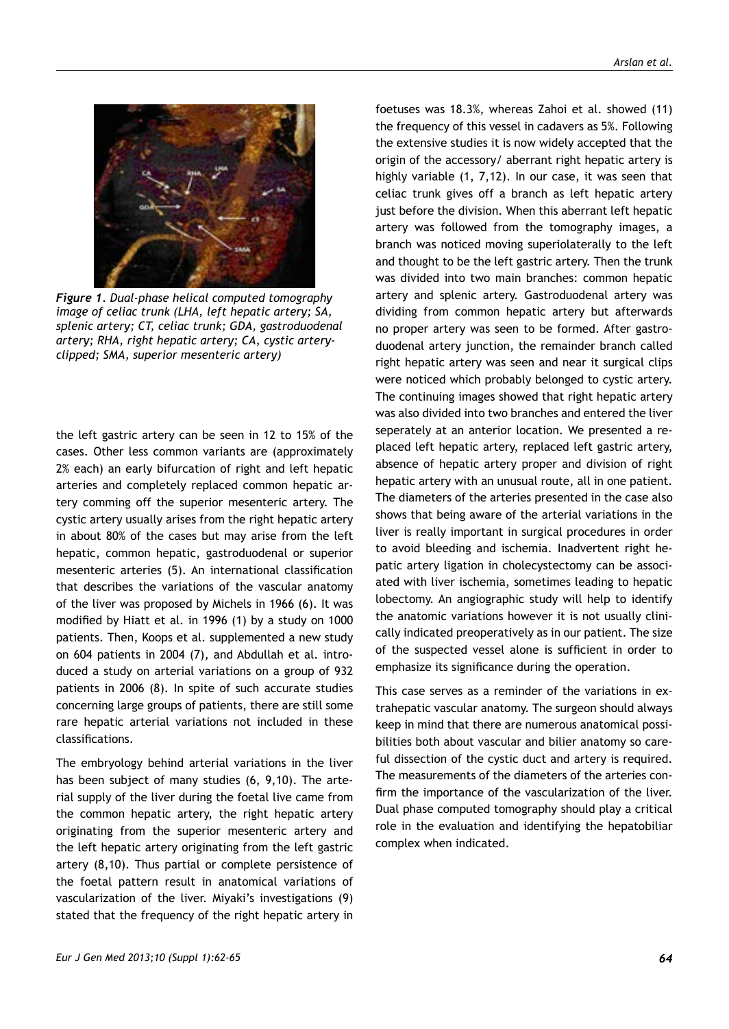*Figure 1. Dual-phase helical computed tomography image of celiac trunk (LHA, left hepatic artery; SA, splenic artery; CT, celiac trunk; GDA, gastroduodenal artery; RHA, right hepatic artery; CA, cystic artery-clipped; SMA, superior mesenteric artery)*

the left gastric artery can be seen in 12 to 15% of the cases. Other less common variants are (approximately 2% each) an early bifurcation of right and left hepatic arteries and completely replaced common hepatic artery comming off the superior mesenteric artery. The cystic artery usually arises from the right hepatic artery in about 80% of the cases but may arise from the left hepatic, common hepatic, gastroduodenal or superior mesenteric arteries (5). An international classification that describes the variations of the vascular anatomy of the liver was proposed by Michels in 1966 (6). It was modified by Hiatt et al. in 1996 (1) by a study on 1000 patients. Then, Koops et al. supplemented a new study on 604 patients in 2004 (7), and Abdullah et al. introduced a study on arterial variations on a group of 932 patients in 2006 (8). In spite of such accurate studies concerning large groups of patients, there are still some rare hepatic arterial variations not included in these classifications.

The embryology behind arterial variations in the liver has been subject of many studies (6, 9,10). The arterial supply of the liver during the foetal live came from the common hepatic artery, the right hepatic artery originating from the superior mesenteric artery and the left hepatic artery originating from the left gastric artery (8,10). Thus partial or complete persistence of the foetal pattern result in anatomical variations of vascularization of the liver. Miyaki's investigations (9) stated that the frequency of the right hepatic artery in foetuses was 18.3%, whereas Zahoi et al. showed (11) the frequency of this vessel in cadavers as 5%. Following the extensive studies it is now widely accepted that the origin of the accessory/ aberrant right hepatic artery is highly variable (1, 7,12). In our case, it was seen that celiac trunk gives off a branch as left hepatic artery just before the division. When this aberrant left hepatic artery was followed from the tomography images, a branch was noticed moving superiolaterally to the left and thought to be the left gastric artery. Then the trunk was divided into two main branches: common hepatic artery and splenic artery. Gastroduodenal artery was dividing from common hepatic artery but afterwards no proper artery was seen to be formed. After gastroduodenal artery junction, the remainder branch called right hepatic artery was seen and near it surgical clips were noticed which probably belonged to cystic artery. The continuing images showed that right hepatic artery was also divided into two branches and entered the liver seperately at an anterior location. We presented a replaced left hepatic artery, replaced left gastric artery, absence of hepatic artery proper and division of right hepatic artery with an unusual route, all in one patient. The diameters of the arteries presented in the case also shows that being aware of the arterial variations in the liver is really important in surgical procedures in order to avoid bleeding and ischemia. Inadvertent right hepatic artery ligation in cholecystectomy can be associated with liver ischemia, sometimes leading to hepatic lobectomy. An angiographic study will help to identify the anatomic variations however it is not usually clinically indicated preoperatively as in our patient. The size of the suspected vessel alone is sufficient in order to emphasize its significance during the operation.

This case serves as a reminder of the variations in extrahepatic vascular anatomy. The surgeon should always keep in mind that there are numerous anatomical possibilities both about vascular and bilier anatomy so careful dissection of the cystic duct and artery is required. The measurements of the diameters of the arteries confirm the importance of the vascularization of the liver. Dual phase computed tomography should play a critical role in the evaluation and identifying the hepatobiliar complex when indicated.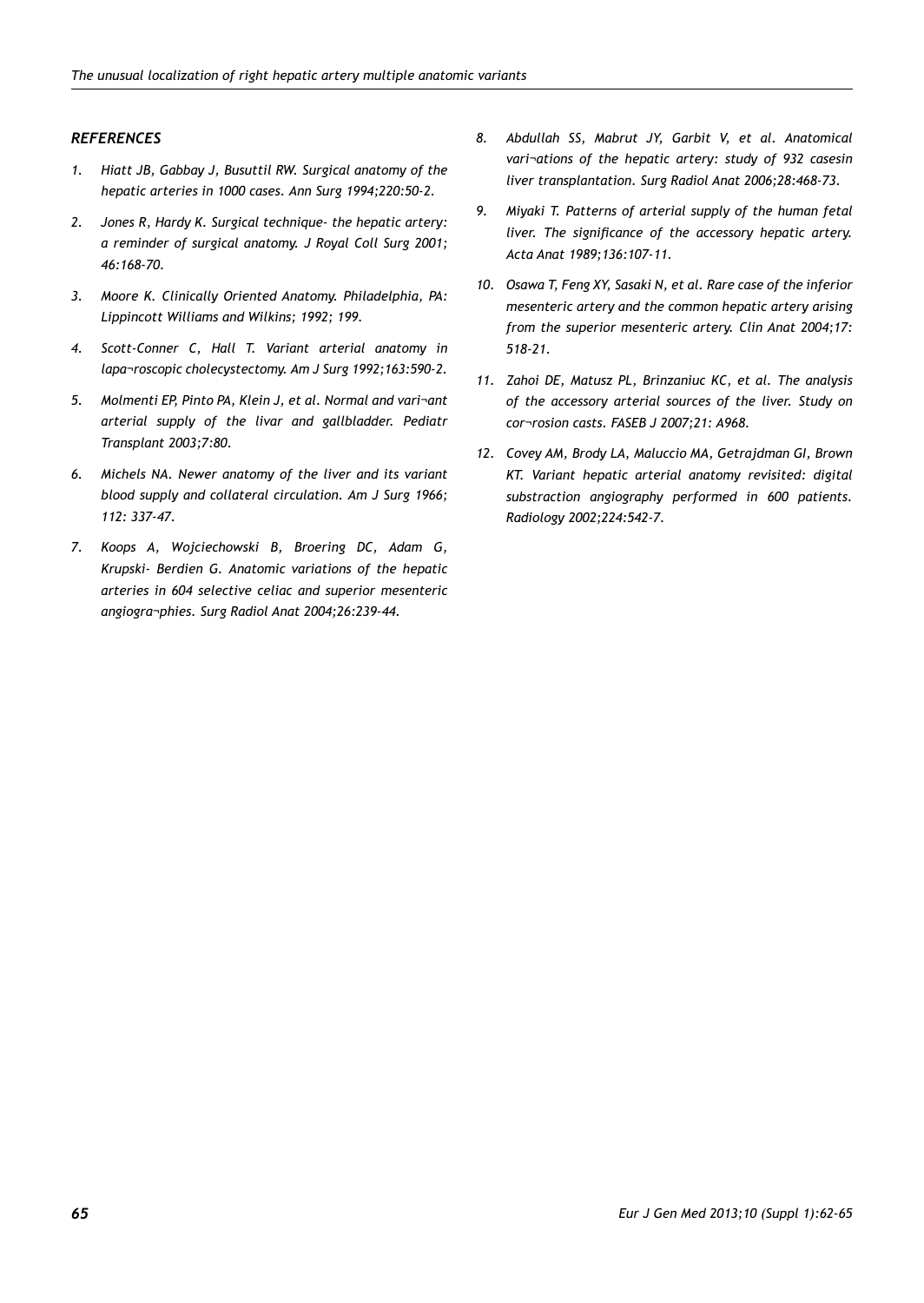## REFERENCES

1. Hiatt JB, Gabbay J, Busuttil RW. Surgical anatomy of the hepatic arteries in 1000 cases. Ann Surg 1994;220:50-2.
2. Jones R, Hardy K. Surgical technique- the hepatic artery: a reminder of surgical anatomy. J Royal Coll Surg 2001; 46:168-70.
3. Moore K. Clinically Oriented Anatomy. Philadelphia, PA: Lippincott Williams and Wilkins; 1992; 199.
4. Scott-Conner C, Hall T. Variant arterial anatomy in lapa¬roscopic cholecystectomy. Am J Surg 1992;163:590-2.
5. Molmenti EP, Pinto PA, Klein J, et al. Normal and vari¬ant arterial supply of the livar and gallbladder. Pediatr Transplant 2003;7:80.
6. Michels NA. Newer anatomy of the liver and its variant blood supply and collateral circulation. Am J Surg 1966; 112: 337-47.
7. Koops A, Wojciechowski B, Broering DC, Adam G, Krupski- Berdien G. Anatomic variations of the hepatic arteries in 604 selective celiac and superior mesenteric angiogra¬phies. Surg Radiol Anat 2004;26:239-44.
8. Abdullah SS, Mabrut JY, Garbit V, et al. Anatomical vari¬ations of the hepatic artery: study of 932 casesin liver transplantation. Surg Radiol Anat 2006;28:468-73.
9. Miyaki T. Patterns of arterial supply of the human fetal liver. The significance of the accessory hepatic artery. Acta Anat 1989;136:107-11.
10. Osawa T, Feng XY, Sasaki N, et al. Rare case of the inferior mesenteric artery and the common hepatic artery arising from the superior mesenteric artery. Clin Anat 2004;17: 518-21.
11. Zahoi DE, Matusz PL, Brinzaniuc KC, et al. The analysis of the accessory arterial sources of the liver. Study on cor¬rosion casts. FASEB J 2007;21: A968.
12. Covey AM, Brody LA, Maluccio MA, Getrajdman GI, Brown KT. Variant hepatic arterial anatomy revisited: digital substraction angiography performed in 600 patients. Radiology 2002;224:542-7.